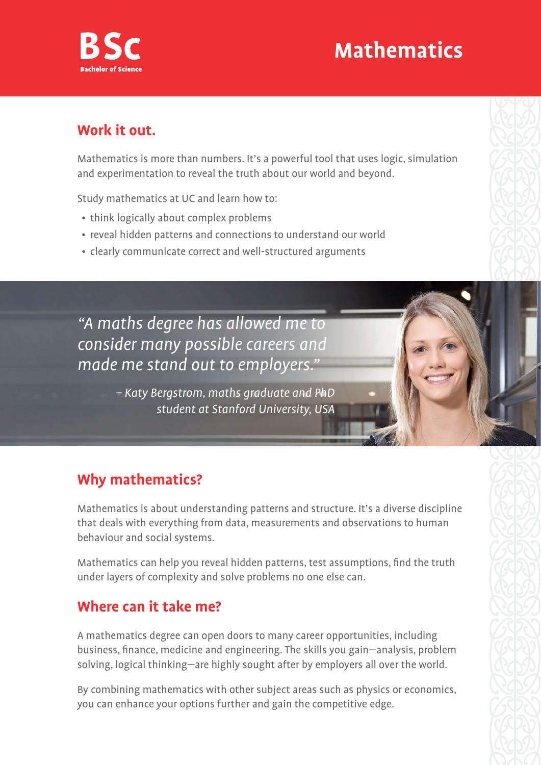**BSc**
Bachelor of Science

# Mathematics

## Work it out.

Mathematics is more than numbers. It's a powerful tool that uses logic, simulation and experimentation to reveal the truth about our world and beyond.

Study mathematics at UC and learn how to:

- think logically about complex problems
- reveal hidden patterns and connections to understand our world
- clearly communicate correct and well-structured arguments

*"A maths degree has allowed me to consider many possible careers and made me stand out to employers."*

*– Katy Bergstrom, maths graduate and PhD student at Stanford University, USA*

## Why mathematics?

Mathematics is about understanding patterns and structure. It's a diverse discipline that deals with everything from data, measurements and observations to human behaviour and social systems.

Mathematics can help you reveal hidden patterns, test assumptions, find the truth under layers of complexity and solve problems no one else can.

## Where can it take me?

A mathematics degree can open doors to many career opportunities, including business, finance, medicine and engineering. The skills you gain—analysis, problem solving, logical thinking—are highly sought after by employers all over the world.

By combining mathematics with other subject areas such as physics or economics, you can enhance your options further and gain the competitive edge.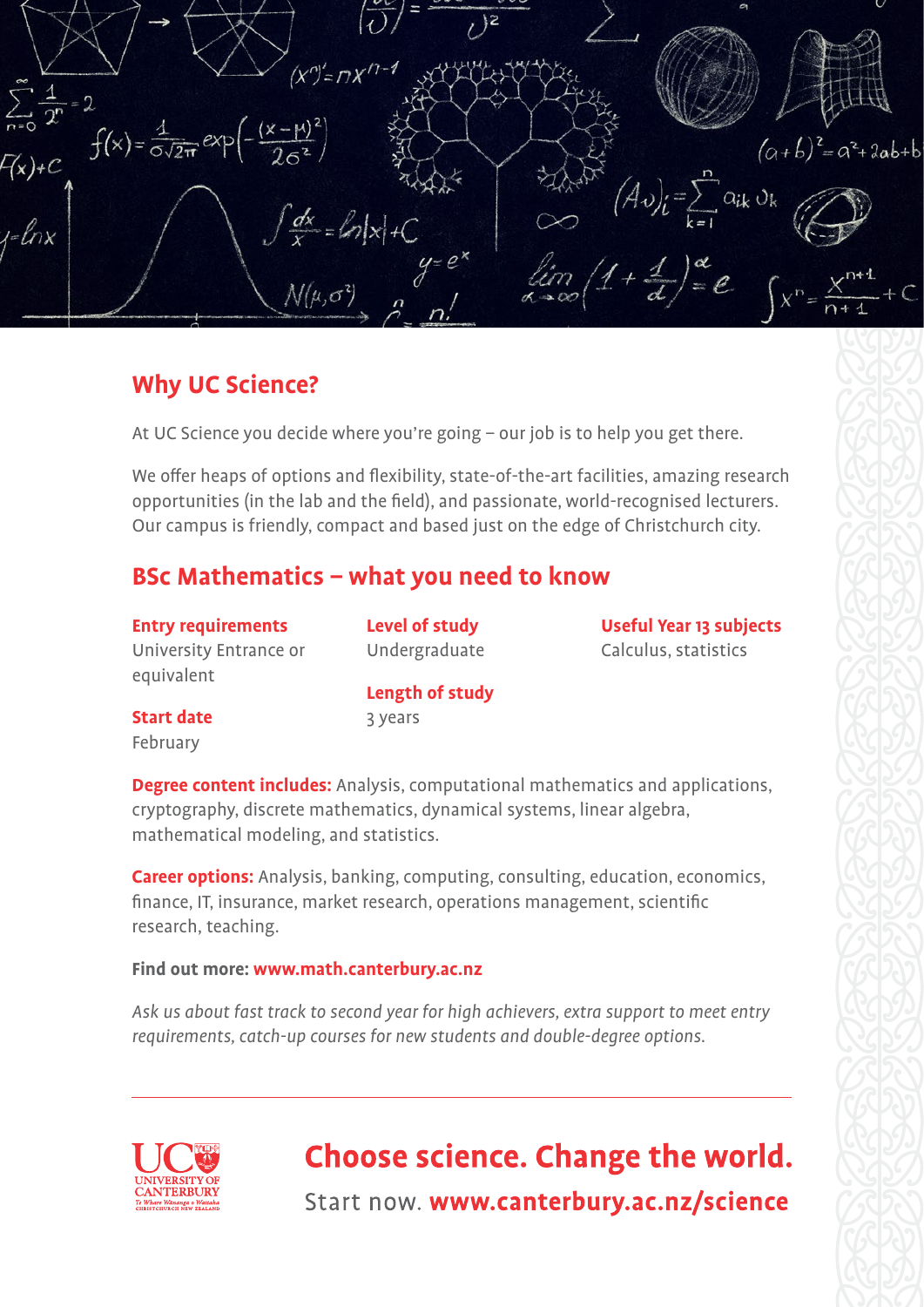## Why UC Science?

At UC Science you decide where you're going – our job is to help you get there.

We offer heaps of options and flexibility, state-of-the-art facilities, amazing research opportunities (in the lab and the field), and passionate, world-recognised lecturers. Our campus is friendly, compact and based just on the edge of Christchurch city.

## BSc Mathematics – what you need to know

**Entry requirements**
University Entrance or equivalent

**Start date**
February

**Level of study**
Undergraduate

**Length of study**
3 years

**Useful Year 13 subjects**
Calculus, statistics

**Degree content includes:** Analysis, computational mathematics and applications, cryptography, discrete mathematics, dynamical systems, linear algebra, mathematical modeling, and statistics.

**Career options:** Analysis, banking, computing, consulting, education, economics, finance, IT, insurance, market research, operations management, scientific research, teaching.

**Find out more:** www.math.canterbury.ac.nz

*Ask us about fast track to second year for high achievers, extra support to meet entry requirements, catch-up courses for new students and double-degree options.*

---

UC UNIVERSITY OF CANTERBURY Te Whare Wānanga o Waitaha CHRISTCHURCH NEW ZEALAND

## Choose science. Change the world.

Start now. **www.canterbury.ac.nz/science**